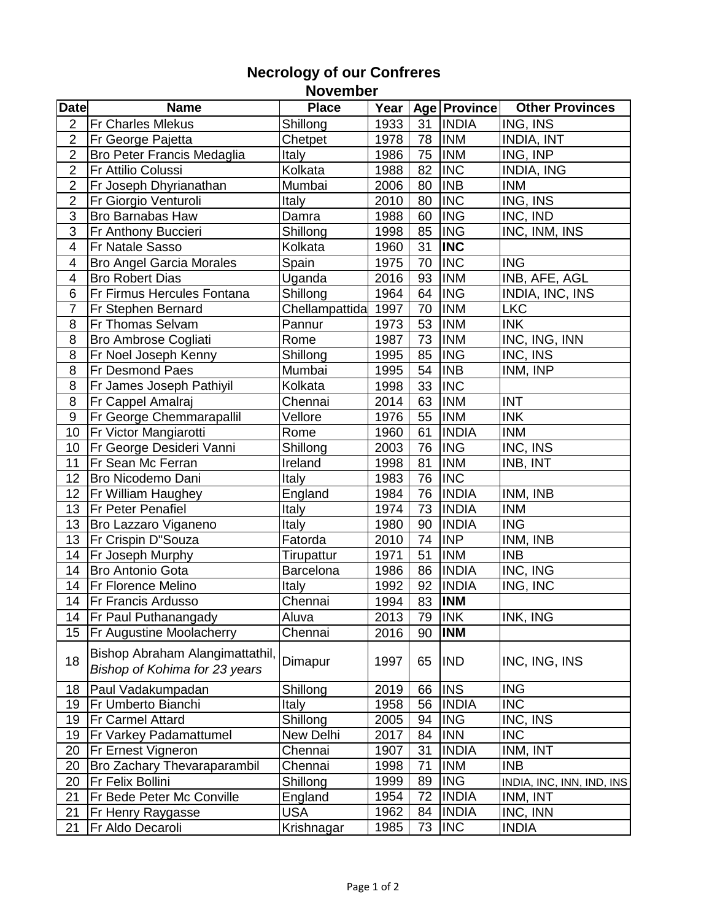# Necrology of our Confreres

## November

| Date | Name | Place | Year | Age | Province | Other Provinces |
|---|---|---|---|---|---|---|
| 2 | Fr Charles Mlekus | Shillong | 1933 | 31 | INDIA | ING, INS |
| 2 | Fr George Pajetta | Chetpet | 1978 | 78 | INM | INDIA, INT |
| 2 | Bro Peter Francis Medaglia | Italy | 1986 | 75 | INM | ING, INP |
| 2 | Fr Attilio Colussi | Kolkata | 1988 | 82 | INC | INDIA, ING |
| 2 | Fr Joseph Dhyrianathan | Mumbai | 2006 | 80 | INB | INM |
| 2 | Fr Giorgio Venturoli | Italy | 2010 | 80 | INC | ING, INS |
| 3 | Bro Barnabas Haw | Damra | 1988 | 60 | ING | INC, IND |
| 3 | Fr Anthony Buccieri | Shillong | 1998 | 85 | ING | INC, INM, INS |
| 4 | Fr Natale Sasso | Kolkata | 1960 | 31 | **INC** | |
| 4 | Bro Angel Garcia Morales | Spain | 1975 | 70 | INC | ING |
| 4 | Bro Robert Dias | Uganda | 2016 | 93 | INM | INB, AFE, AGL |
| 6 | Fr Firmus Hercules Fontana | Shillong | 1964 | 64 | ING | INDIA, INC, INS |
| 7 | Fr Stephen Bernard | Chellampattida | 1997 | 70 | INM | LKC |
| 8 | Fr Thomas Selvam | Pannur | 1973 | 53 | INM | INK |
| 8 | Bro Ambrose Cogliati | Rome | 1987 | 73 | INM | INC, ING, INN |
| 8 | Fr Noel Joseph Kenny | Shillong | 1995 | 85 | ING | INC, INS |
| 8 | Fr Desmond Paes | Mumbai | 1995 | 54 | INB | INM, INP |
| 8 | Fr James Joseph Pathiyil | Kolkata | 1998 | 33 | INC | |
| 8 | Fr Cappel Amalraj | Chennai | 2014 | 63 | INM | INT |
| 9 | Fr George Chemmarapallil | Vellore | 1976 | 55 | INM | INK |
| 10 | Fr Victor Mangiarotti | Rome | 1960 | 61 | INDIA | INM |
| 10 | Fr George Desideri Vanni | Shillong | 2003 | 76 | ING | INC, INS |
| 11 | Fr Sean Mc Ferran | Ireland | 1998 | 81 | INM | INB, INT |
| 12 | Bro Nicodemo Dani | Italy | 1983 | 76 | INC | |
| 12 | Fr William Haughey | England | 1984 | 76 | INDIA | INM, INB |
| 13 | Fr Peter Penafiel | Italy | 1974 | 73 | INDIA | INM |
| 13 | Bro Lazzaro Viganeno | Italy | 1980 | 90 | INDIA | ING |
| 13 | Fr Crispin D"Souza | Fatorda | 2010 | 74 | INP | INM, INB |
| 14 | Fr Joseph Murphy | Tirupattur | 1971 | 51 | INM | INB |
| 14 | Bro Antonio Gota | Barcelona | 1986 | 86 | INDIA | INC, ING |
| 14 | Fr Florence Melino | Italy | 1992 | 92 | INDIA | ING, INC |
| 14 | Fr Francis Ardusso | Chennai | 1994 | 83 | **INM** | |
| 14 | Fr Paul Puthanangady | Aluva | 2013 | 79 | INK | INK, ING |
| 15 | Fr Augustine Moolacherry | Chennai | 2016 | 90 | **INM** | |
| 18 | Bishop Abraham Alangimattathil, *Bishop of Kohima for 23 years* | Dimapur | 1997 | 65 | IND | INC, ING, INS |
| 18 | Paul Vadakumpadan | Shillong | 2019 | 66 | INS | ING |
| 19 | Fr Umberto Bianchi | Italy | 1958 | 56 | INDIA | INC |
| 19 | Fr Carmel Attard | Shillong | 2005 | 94 | ING | INC, INS |
| 19 | Fr Varkey Padamattumel | New Delhi | 2017 | 84 | INN | INC |
| 20 | Fr Ernest Vigneron | Chennai | 1907 | 31 | INDIA | INM, INT |
| 20 | Bro Zachary Thevaraparambil | Chennai | 1998 | 71 | INM | INB |
| 20 | Fr Felix Bollini | Shillong | 1999 | 89 | ING | INDIA, INC, INN, IND, INS |
| 21 | Fr Bede Peter Mc Conville | England | 1954 | 72 | INDIA | INM, INT |
| 21 | Fr Henry Raygasse | USA | 1962 | 84 | INDIA | INC, INN |
| 21 | Fr Aldo Decaroli | Krishnagar | 1985 | 73 | INC | INDIA |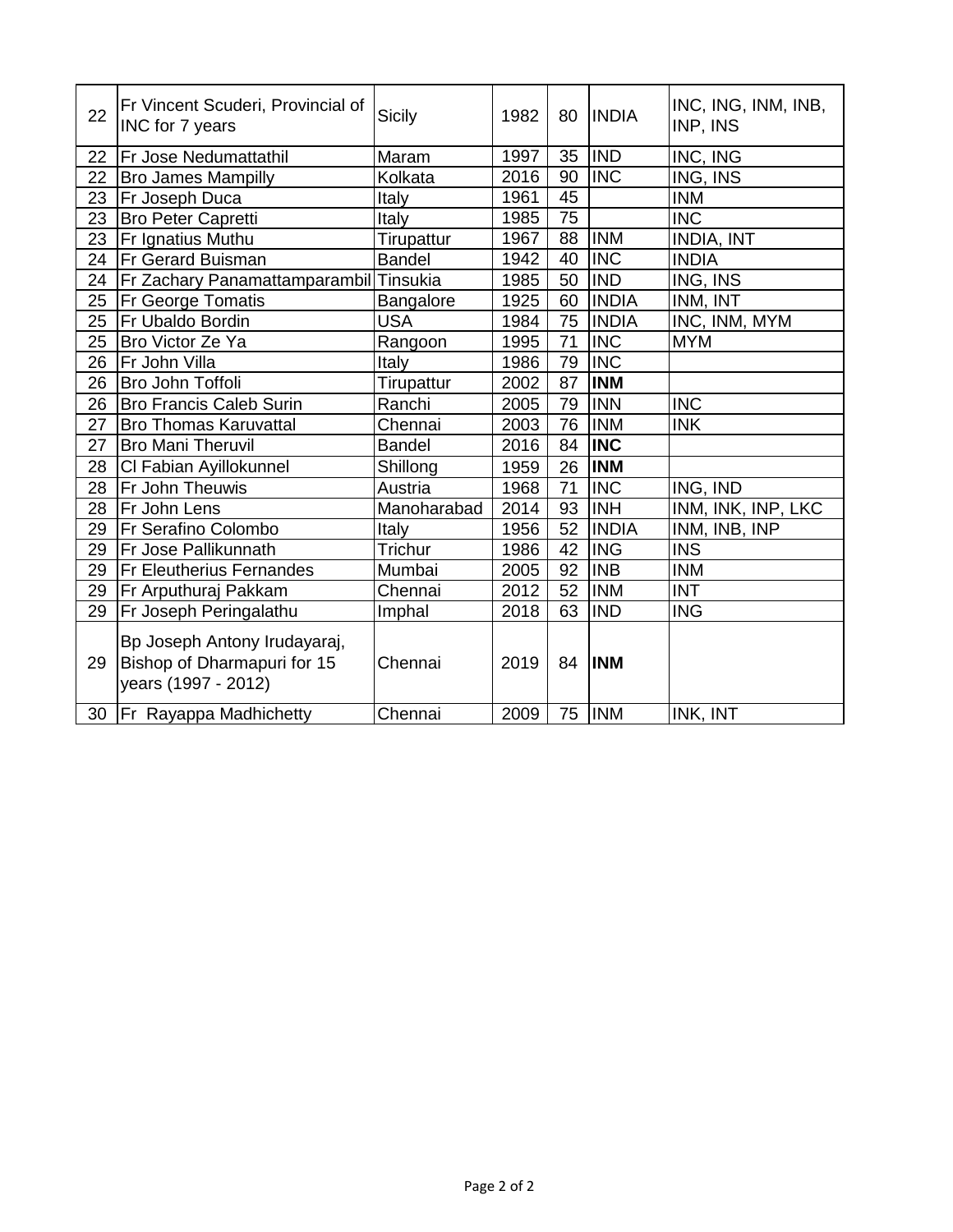| | | | | | | |
|---|---|---|---|---|---|---|
| 22 | Fr Vincent Scuderi, Provincial of INC for 7 years | Sicily | 1982 | 80 | INDIA | INC, ING, INM, INB, INP, INS |
| 22 | Fr Jose Nedumattathil | Maram | 1997 | 35 | IND | INC, ING |
| 22 | Bro James Mampilly | Kolkata | 2016 | 90 | INC | ING, INS |
| 23 | Fr Joseph Duca | Italy | 1961 | 45 | | INM |
| 23 | Bro Peter Capretti | Italy | 1985 | 75 | | INC |
| 23 | Fr Ignatius Muthu | Tirupattur | 1967 | 88 | INM | INDIA, INT |
| 24 | Fr Gerard Buisman | Bandel | 1942 | 40 | INC | INDIA |
| 24 | Fr Zachary Panamattamparambil | Tinsukia | 1985 | 50 | IND | ING, INS |
| 25 | Fr George Tomatis | Bangalore | 1925 | 60 | INDIA | INM, INT |
| 25 | Fr Ubaldo Bordin | USA | 1984 | 75 | INDIA | INC, INM, MYM |
| 25 | Bro Victor Ze Ya | Rangoon | 1995 | 71 | INC | MYM |
| 26 | Fr John Villa | Italy | 1986 | 79 | INC | |
| 26 | Bro John Toffoli | Tirupattur | 2002 | 87 | **INM** | |
| 26 | Bro Francis Caleb Surin | Ranchi | 2005 | 79 | INN | INC |
| 27 | Bro Thomas Karuvattal | Chennai | 2003 | 76 | INM | INK |
| 27 | Bro Mani Theruvil | Bandel | 2016 | 84 | **INC** | |
| 28 | Cl Fabian Ayillokunnel | Shillong | 1959 | 26 | **INM** | |
| 28 | Fr John Theuwis | Austria | 1968 | 71 | INC | ING, IND |
| 28 | Fr John Lens | Manoharabad | 2014 | 93 | INH | INM, INK, INP, LKC |
| 29 | Fr Serafino Colombo | Italy | 1956 | 52 | INDIA | INM, INB, INP |
| 29 | Fr Jose Pallikunnath | Trichur | 1986 | 42 | ING | INS |
| 29 | Fr Eleutherius Fernandes | Mumbai | 2005 | 92 | INB | INM |
| 29 | Fr Arputhuraj Pakkam | Chennai | 2012 | 52 | INM | INT |
| 29 | Fr Joseph Peringalathu | Imphal | 2018 | 63 | IND | ING |
| 29 | Bp Joseph Antony Irudayaraj, Bishop of Dharmapuri for 15 years (1997 - 2012) | Chennai | 2019 | 84 | **INM** | |
| 30 | Fr Rayappa Madhichetty | Chennai | 2009 | 75 | INM | INK, INT |